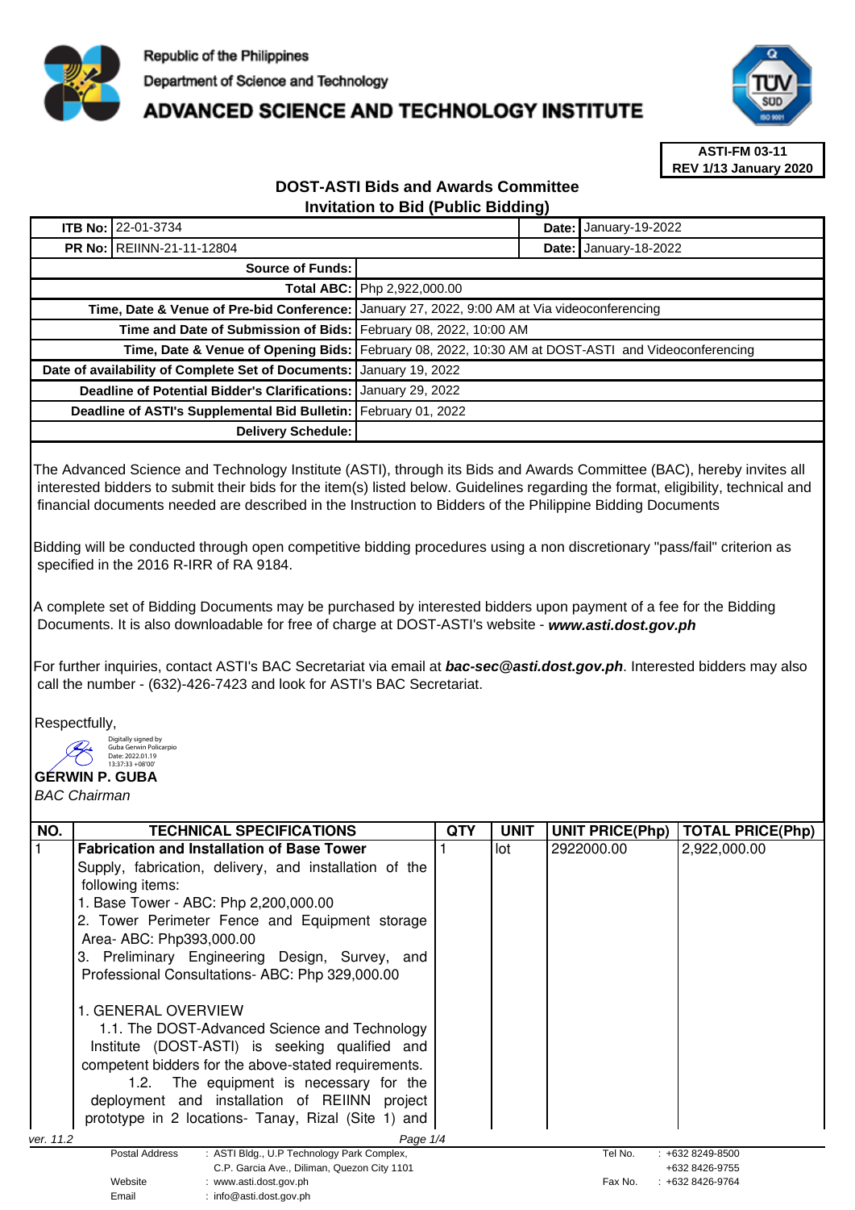Republic of the Philippines

Department of Science and Technology

# ADVANCED SCIENCE AND TECHNOLOGY INSTITUTE

**ASTI-FM 03-11**
**REV 1/13 January 2020**

## DOST-ASTI Bids and Awards Committee
## Invitation to Bid (Public Bidding)

| | | | |
|---|---|---|---|
| **ITB No:** | 22-01-3734 | **Date:** | January-19-2022 |
| **PR No:** | REIINN-21-11-12804 | **Date:** | January-18-2022 |

| | |
|---|---|
| **Source of Funds:** | |
| **Total ABC:** | Php 2,922,000.00 |
| **Time, Date & Venue of Pre-bid Conference:** | January 27, 2022, 9:00 AM at Via videoconferencing |
| **Time and Date of Submission of Bids:** | February 08, 2022, 10:00 AM |
| **Time, Date & Venue of Opening Bids:** | February 08, 2022, 10:30 AM at DOST-ASTI and Videoconferencing |
| **Date of availability of Complete Set of Documents:** | January 19, 2022 |
| **Deadline of Potential Bidder's Clarifications:** | January 29, 2022 |
| **Deadline of ASTI's Supplemental Bid Bulletin:** | February 01, 2022 |
| **Delivery Schedule:** | |

The Advanced Science and Technology Institute (ASTI), through its Bids and Awards Committee (BAC), hereby invites all interested bidders to submit their bids for the item(s) listed below. Guidelines regarding the format, eligibility, technical and financial documents needed are described in the Instruction to Bidders of the Philippine Bidding Documents

Bidding will be conducted through open competitive bidding procedures using a non discretionary "pass/fail" criterion as specified in the 2016 R-IRR of RA 9184.

A complete set of Bidding Documents may be purchased by interested bidders upon payment of a fee for the Bidding Documents. It is also downloadable for free of charge at DOST-ASTI's website - ***www.asti.dost.gov.ph***

For further inquiries, contact ASTI's BAC Secretariat via email at ***bac-sec@asti.dost.gov.ph***. Interested bidders may also call the number - (632)-426-7423 and look for ASTI's BAC Secretariat.

Respectfully,

Digitally signed by Guba Gerwin Policarpio
Date: 2022.01.19 13:37:33 +08'00'

**GERWIN P. GUBA**
*BAC Chairman*

| NO. | TECHNICAL SPECIFICATIONS | QTY | UNIT | UNIT PRICE(Php) | TOTAL PRICE(Php) |
|---|---|---|---|---|---|
| 1 | **Fabrication and Installation of Base Tower**<br>Supply, fabrication, delivery, and installation of the following items:<br>1. Base Tower - ABC: Php 2,200,000.00<br>2. Tower Perimeter Fence and Equipment storage Area- ABC: Php393,000.00<br>3. Preliminary Engineering Design, Survey, and Professional Consultations- ABC: Php 329,000.00<br><br>1. GENERAL OVERVIEW<br>1.1. The DOST-Advanced Science and Technology Institute (DOST-ASTI) is seeking qualified and competent bidders for the above-stated requirements.<br>1.2. The equipment is necessary for the deployment and installation of REIINN project prototype in 2 locations- Tanay, Rizal (Site 1) and | 1 | lot | 2922000.00 | 2,922,000.00 |

ver. 11.2

Postal Address : ASTI Bldg., U.P Technology Park Complex, C.P. Garcia Ave., Diliman, Quezon City 1101
Website : www.asti.dost.gov.ph
Email : info@asti.dost.gov.ph
Tel No. : +632 8249-8500, +632 8426-9755
Fax No. : +632 8426-9764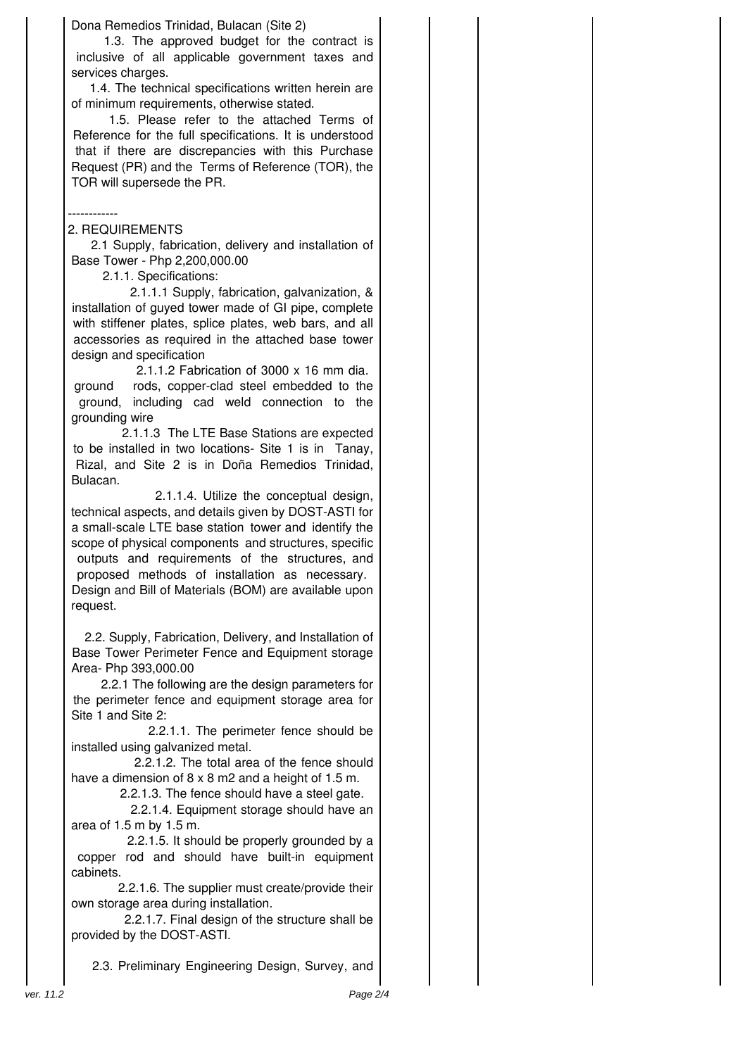Dona Remedios Trinidad, Bulacan (Site 2)

1.3. The approved budget for the contract is inclusive of all applicable government taxes and services charges.

1.4. The technical specifications written herein are of minimum requirements, otherwise stated.

1.5. Please refer to the attached Terms of Reference for the full specifications. It is understood that if there are discrepancies with this Purchase Request (PR) and the Terms of Reference (TOR), the TOR will supersede the PR.

------------

2. REQUIREMENTS

2.1 Supply, fabrication, delivery and installation of Base Tower - Php 2,200,000.00

2.1.1. Specifications:

2.1.1.1 Supply, fabrication, galvanization, & installation of guyed tower made of GI pipe, complete with stiffener plates, splice plates, web bars, and all accessories as required in the attached base tower design and specification

2.1.1.2 Fabrication of 3000 x 16 mm dia. ground rods, copper-clad steel embedded to the ground, including cad weld connection to the grounding wire

2.1.1.3 The LTE Base Stations are expected to be installed in two locations- Site 1 is in Tanay, Rizal, and Site 2 is in Doña Remedios Trinidad, Bulacan.

2.1.1.4. Utilize the conceptual design, technical aspects, and details given by DOST-ASTI for a small-scale LTE base station tower and identify the scope of physical components and structures, specific outputs and requirements of the structures, and proposed methods of installation as necessary. Design and Bill of Materials (BOM) are available upon request.

2.2. Supply, Fabrication, Delivery, and Installation of Base Tower Perimeter Fence and Equipment storage Area- Php 393,000.00

2.2.1 The following are the design parameters for the perimeter fence and equipment storage area for Site 1 and Site 2:

2.2.1.1. The perimeter fence should be installed using galvanized metal.

2.2.1.2. The total area of the fence should have a dimension of 8 x 8 m2 and a height of 1.5 m.

2.2.1.3. The fence should have a steel gate.

2.2.1.4. Equipment storage should have an area of 1.5 m by 1.5 m.

2.2.1.5. It should be properly grounded by a copper rod and should have built-in equipment cabinets.

2.2.1.6. The supplier must create/provide their own storage area during installation.

2.2.1.7. Final design of the structure shall be provided by the DOST-ASTI.

2.3. Preliminary Engineering Design, Survey, and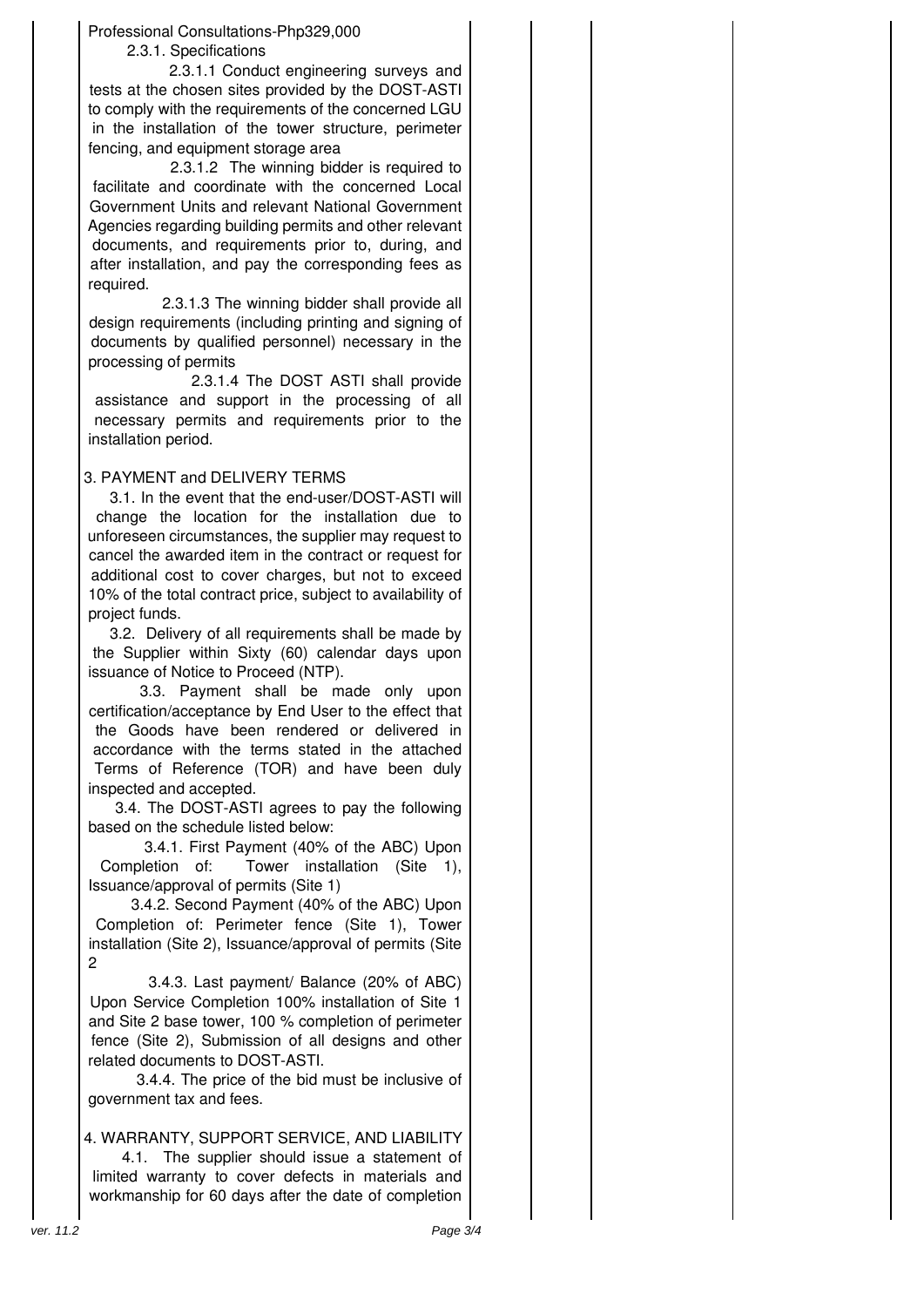Professional Consultations-Php329,000

2.3.1. Specifications

2.3.1.1 Conduct engineering surveys and tests at the chosen sites provided by the DOST-ASTI to comply with the requirements of the concerned LGU in the installation of the tower structure, perimeter fencing, and equipment storage area

2.3.1.2 The winning bidder is required to facilitate and coordinate with the concerned Local Government Units and relevant National Government Agencies regarding building permits and other relevant documents, and requirements prior to, during, and after installation, and pay the corresponding fees as required.

2.3.1.3 The winning bidder shall provide all design requirements (including printing and signing of documents by qualified personnel) necessary in the processing of permits

2.3.1.4 The DOST ASTI shall provide assistance and support in the processing of all necessary permits and requirements prior to the installation period.

3. PAYMENT and DELIVERY TERMS

3.1. In the event that the end-user/DOST-ASTI will change the location for the installation due to unforeseen circumstances, the supplier may request to cancel the awarded item in the contract or request for additional cost to cover charges, but not to exceed 10% of the total contract price, subject to availability of project funds.

3.2. Delivery of all requirements shall be made by the Supplier within Sixty (60) calendar days upon issuance of Notice to Proceed (NTP).

3.3. Payment shall be made only upon certification/acceptance by End User to the effect that the Goods have been rendered or delivered in accordance with the terms stated in the attached Terms of Reference (TOR) and have been duly inspected and accepted.

3.4. The DOST-ASTI agrees to pay the following based on the schedule listed below:

3.4.1. First Payment (40% of the ABC) Upon Completion of: Tower installation (Site 1), Issuance/approval of permits (Site 1)

3.4.2. Second Payment (40% of the ABC) Upon Completion of: Perimeter fence (Site 1), Tower installation (Site 2), Issuance/approval of permits (Site 2

3.4.3. Last payment/ Balance (20% of ABC) Upon Service Completion 100% installation of Site 1 and Site 2 base tower, 100 % completion of perimeter fence (Site 2), Submission of all designs and other related documents to DOST-ASTI.

3.4.4. The price of the bid must be inclusive of government tax and fees.

4. WARRANTY, SUPPORT SERVICE, AND LIABILITY

4.1. The supplier should issue a statement of limited warranty to cover defects in materials and workmanship for 60 days after the date of completion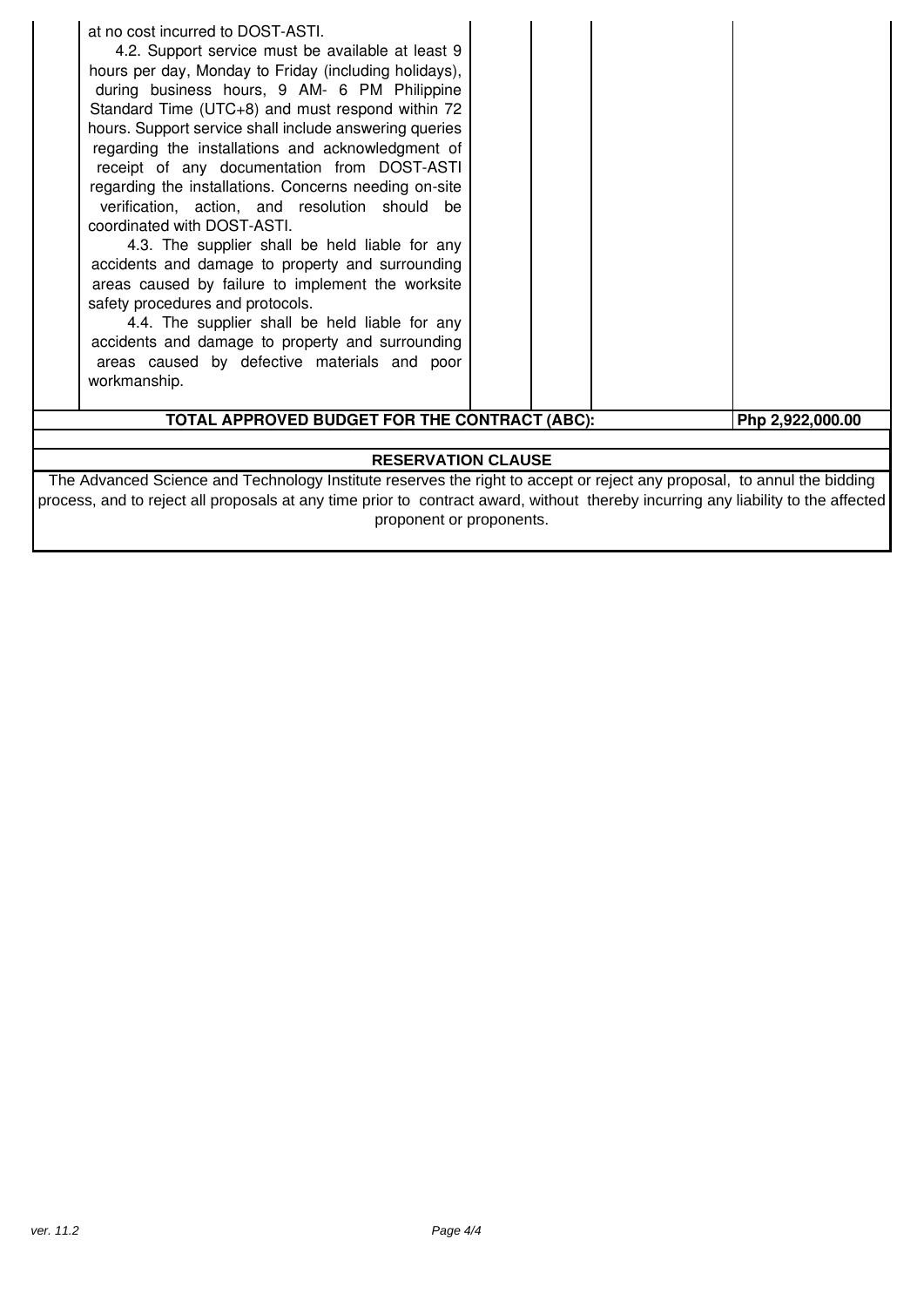| | | | | | |
|---|---|---|---|---|---|
| | at no cost incurred to DOST-ASTI.<br>4.2. Support service must be available at least 9 hours per day, Monday to Friday (including holidays), during business hours, 9 AM- 6 PM Philippine Standard Time (UTC+8) and must respond within 72 hours. Support service shall include answering queries regarding the installations and acknowledgment of receipt of any documentation from DOST-ASTI regarding the installations. Concerns needing on-site verification, action, and resolution should be coordinated with DOST-ASTI.<br>4.3. The supplier shall be held liable for any accidents and damage to property and surrounding areas caused by failure to implement the worksite safety procedures and protocols.<br>4.4. The supplier shall be held liable for any accidents and damage to property and surrounding areas caused by defective materials and poor workmanship. | | | | |
| **TOTAL APPROVED BUDGET FOR THE CONTRACT (ABC):** | | | | | **Php 2,922,000.00** |

**RESERVATION CLAUSE**

The Advanced Science and Technology Institute reserves the right to accept or reject any proposal, to annul the bidding process, and to reject all proposals at any time prior to contract award, without thereby incurring any liability to the affected proponent or proponents.

*ver. 11.2*